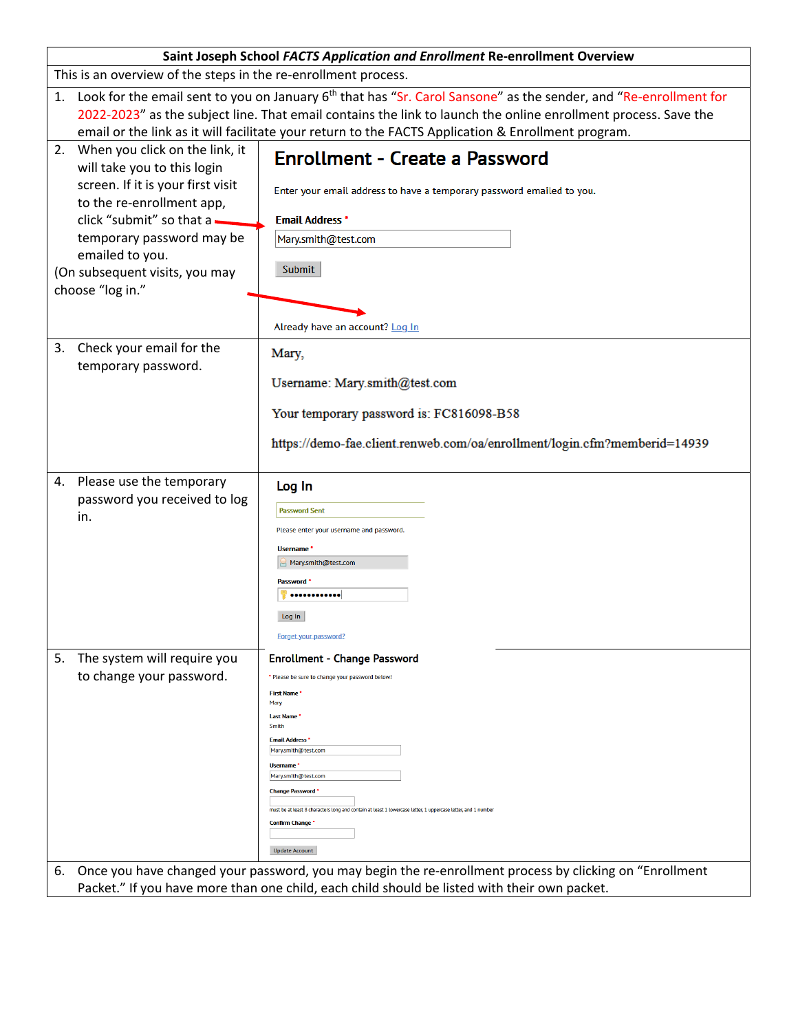| **Saint Joseph School *FACTS Application and Enrollment* Re-enrollment Overview** | |
|---|---|
| This is an overview of the steps in the re-enrollment process. | |
| 1. Look for the email sent to you on January 6th that has “Sr. Carol Sansone” as the sender, and “Re-enrollment for 2022-2023” as the subject line. That email contains the link to launch the online enrollment process. Save the email or the link as it will facilitate your return to the FACTS Application & Enrollment program. | |
| 2. When you click on the link, it will take you to this login screen. If it is your first visit to the re-enrollment app, click “submit” so that a temporary password may be emailed to you. (On subsequent visits, you may choose “log in.” | **Enrollment - Create a Password**<br>Enter your email address to have a temporary password emailed to you.<br>**Email Address** *<br>Mary.smith@test.com<br>Submit<br>Already have an account? Log In |
| 3. Check your email for the temporary password. | Mary,<br>Username: Mary.smith@test.com<br>Your temporary password is: FC816098-B58<br>https://demo-fae.client.renweb.com/oa/enrollment/login.cfm?memberid=14939 |
| 4. Please use the temporary password you received to log in. | **Log In**<br>Password Sent<br>Please enter your username and password.<br>**Username** *<br>Mary.smith@test.com<br>**Password** *<br>••••••••••••<br>Log In<br>Forgot your password? |
| 5. The system will require you to change your password. | **Enrollment - Change Password**<br>* Please be sure to change your password below!<br>**First Name** *<br>Mary<br>**Last Name** *<br>Smith<br>**Email Address** *<br>Mary.smith@test.com<br>**Username** *<br>Mary.smith@test.com<br>**Change Password** *<br>must be at least 8 characters long and contain at least 1 lowercase letter, 1 uppercase letter, and 1 number<br>**Confirm Change** *<br>Update Account |
| 6. Once you have changed your password, you may begin the re-enrollment process by clicking on “Enrollment Packet.” If you have more than one child, each child should be listed with their own packet. | |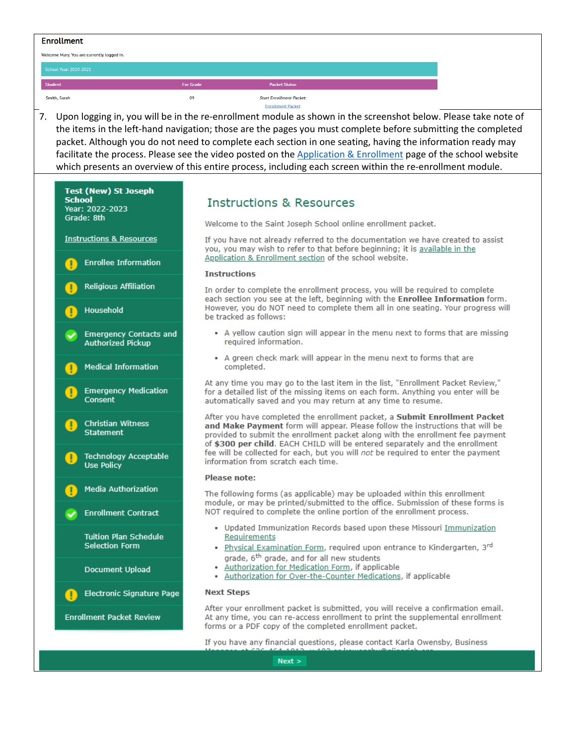**Enrollment**

Welcome Mary. You are currently logged in.

School Year: 2020-2021

| Student | For Grade | Packet Status |
| --- | --- | --- |
| Smith, Sarah | 09 | *Start Enrollment Packet:* Enrollment Packet |

7. Upon logging in, you will be in the re-enrollment module as shown in the screenshot below. Please take note of the items in the left-hand navigation; those are the pages you must complete before submitting the completed packet. Although you do not need to complete each section in one seating, having the information ready may facilitate the process. Please see the video posted on the Application & Enrollment page of the school website which presents an overview of this entire process, including each screen within the re-enrollment module.

**Test (New) St Joseph School**
Year: 2022-2023
Grade: 8th

- Instructions & Resources
- Enrollee Information
- Religious Affiliation
- Household
- Emergency Contacts and Authorized Pickup
- Medical Information
- Emergency Medication Consent
- Christian Witness Statement
- Technology Acceptable Use Policy
- Media Authorization
- Enrollment Contract
- Tuition Plan Schedule Selection Form
- Document Upload
- Electronic Signature Page
- Enrollment Packet Review

## Instructions & Resources

Welcome to the Saint Joseph School online enrollment packet.

If you have not already referred to the documentation we have created to assist you, you may wish to refer to that before beginning; it is available in the Application & Enrollment section of the school website.

**Instructions**

In order to complete the enrollment process, you will be required to complete each section you see at the left, beginning with the **Enrollee Information** form. However, you do NOT need to complete them all in one seating. Your progress will be tracked as follows:

- A yellow caution sign will appear in the menu next to forms that are missing required information.
- A green check mark will appear in the menu next to forms that are completed.

At any time you may go to the last item in the list, "Enrollment Packet Review," for a detailed list of the missing items on each form. Anything you enter will be automatically saved and you may return at any time to resume.

After you have completed the enrollment packet, a **Submit Enrollment Packet and Make Payment** form will appear. Please follow the instructions that will be provided to submit the enrollment packet along with the enrollment fee payment of **$300 per child**. EACH CHILD will be entered separately and the enrollment fee will be collected for each, but you will *not* be required to enter the payment information from scratch each time.

**Please note:**

The following forms (as applicable) may be uploaded within this enrollment module, or may be printed/submitted to the office. Submission of these forms is NOT required to complete the online portion of the enrollment process.

- Updated Immunization Records based upon these Missouri Immunization Requirements
- Physical Examination Form, required upon entrance to Kindergarten, 3rd grade, 6th grade, and for all new students
- Authorization for Medication Form, if applicable
- Authorization for Over-the-Counter Medications, if applicable

**Next Steps**

After your enrollment packet is submitted, you will receive a confirmation email. At any time, you can re-access enrollment to print the supplemental enrollment forms or a PDF copy of the completed enrollment packet.

If you have any financial questions, please contact Karla Owensby, Business

Next >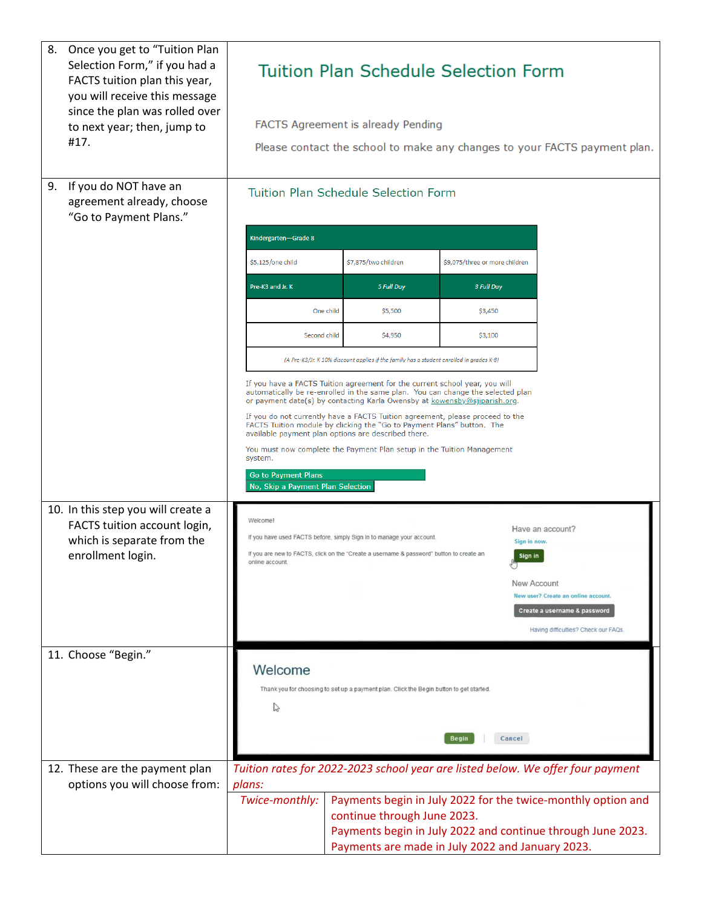| | |
|---|---|
| 8. Once you get to "Tuition Plan Selection Form," if you had a FACTS tuition plan this year, you will receive this message since the plan was rolled over to next year; then, jump to #17. | **Tuition Plan Schedule Selection Form**<br><br>FACTS Agreement is already Pending<br><br>Please contact the school to make any changes to your FACTS payment plan. |
| 9. If you do NOT have an agreement already, choose "Go to Payment Plans." | **Tuition Plan Schedule Selection Form**<br><br>Kindergarten—Grade 8: \$5,125/one child; \$7,875/two children; \$9,075/three or more children<br><br>Pre-K3 and Jr. K — *5 Full Day* / *3 Full Day*<br>One child: \$5,500 / \$3,450<br>Second child: \$4,950 / \$3,100<br>*(A Pre-K3/Jr. K 10% discount applies if the family has a student enrolled in grades K-8)*<br><br>If you have a FACTS Tuition agreement for the current school year, you will automatically be re-enrolled in the same plan. You can change the selected plan or payment date(s) by contacting Karla Owensby at kowensby@sjjparish.org.<br><br>If you do not currently have a FACTS Tuition agreement, please proceed to the FACTS Tuition module by clicking the "Go to Payment Plans" button. The available payment plan options are described there.<br><br>You must now complete the Payment Plan setup in the Tuition Management system.<br><br>Go to Payment Plans<br>No, Skip a Payment Plan Selection |
| 10. In this step you will create a FACTS tuition account login, which is separate from the enrollment login. | Welcome!<br>If you have used FACTS before, simply Sign in to manage your account.<br>If you are new to FACTS, click on the "Create a username & password" button to create an online account.<br><br>Have an account?<br>Sign in now.<br>Sign in<br><br>New Account<br>New user? Create an online account.<br>Create a username & password<br>Having difficulties? Check our FAQs. |
| 11. Choose "Begin." | **Welcome**<br>Thank you for choosing to set up a payment plan. Click the Begin button to get started.<br><br>Begin \| Cancel |
| 12. These are the payment plan options you will choose from: | *Tuition rates for 2022-2023 school year are listed below. We offer four payment plans:*<br><br>*Twice-monthly:* Payments begin in July 2022 for the twice-monthly option and continue through June 2023.<br>Payments begin in July 2022 and continue through June 2023.<br>Payments are made in July 2022 and January 2023. |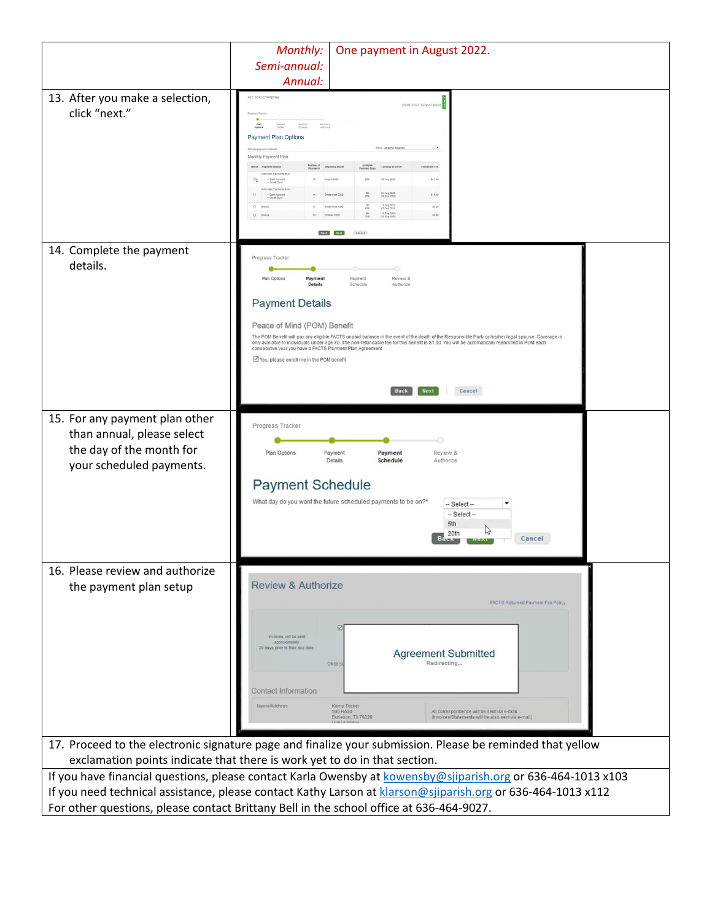| | | |
|---|---|---|
| | *Monthly:* *Semi-annual:* *Annual:* | One payment in August 2022. |
| 13. After you make a selection, click "next." | | |
| 14. Complete the payment details. | | |
| 15. For any payment plan other than annual, please select the day of the month for your scheduled payments. | | |
| 16. Please review and authorize the payment plan setup | | |
| 17. Proceed to the electronic signature page and finalize your submission. Please be reminded that yellow exclamation points indicate that there is work yet to do in that section. | | |
| If you have financial questions, please contact Karla Owensby at kowensby@sjiparish.org or 636-464-1013 x103 If you need technical assistance, please contact Kathy Larson at klarson@sjiparish.org or 636-464-1013 x112 For other questions, please contact Brittany Bell in the school office at 636-464-9027. | | |